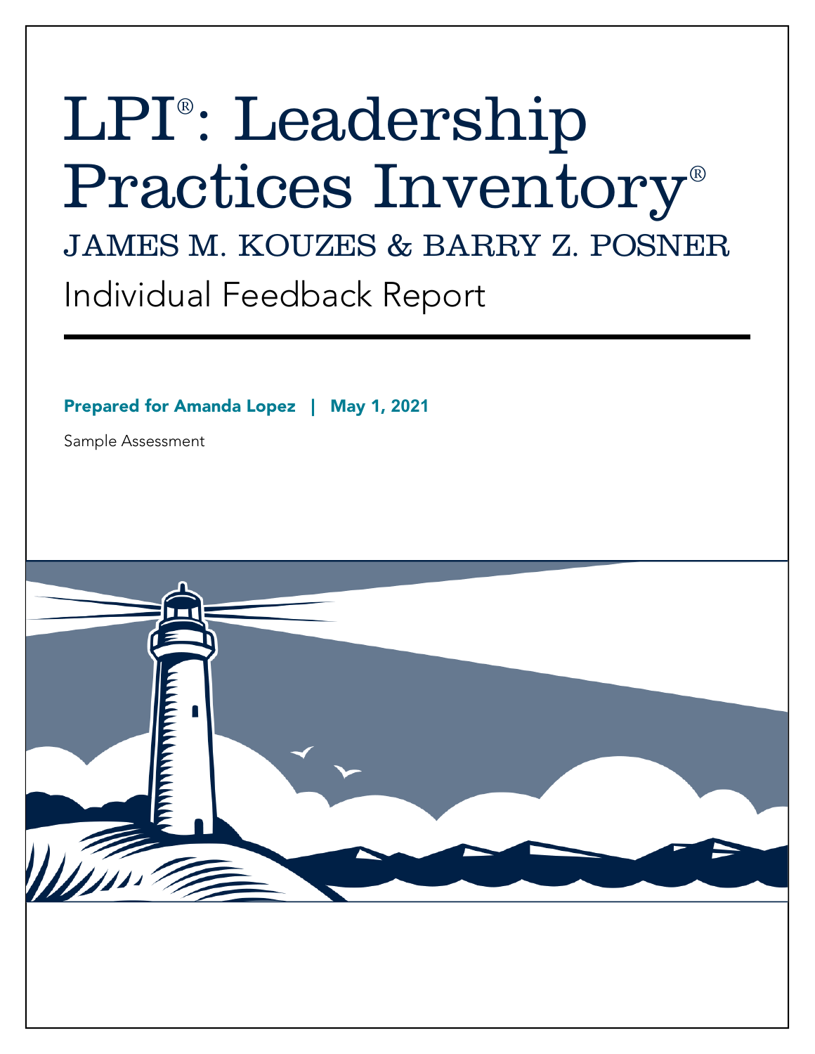# LPI®: Leadership Practices Inventory®

## JAMES M. KOUZES & BARRY Z. POSNER

## Individual Feedback Report

**Prepared for Amanda Lopez | May 1, 2021**

Sample Assessment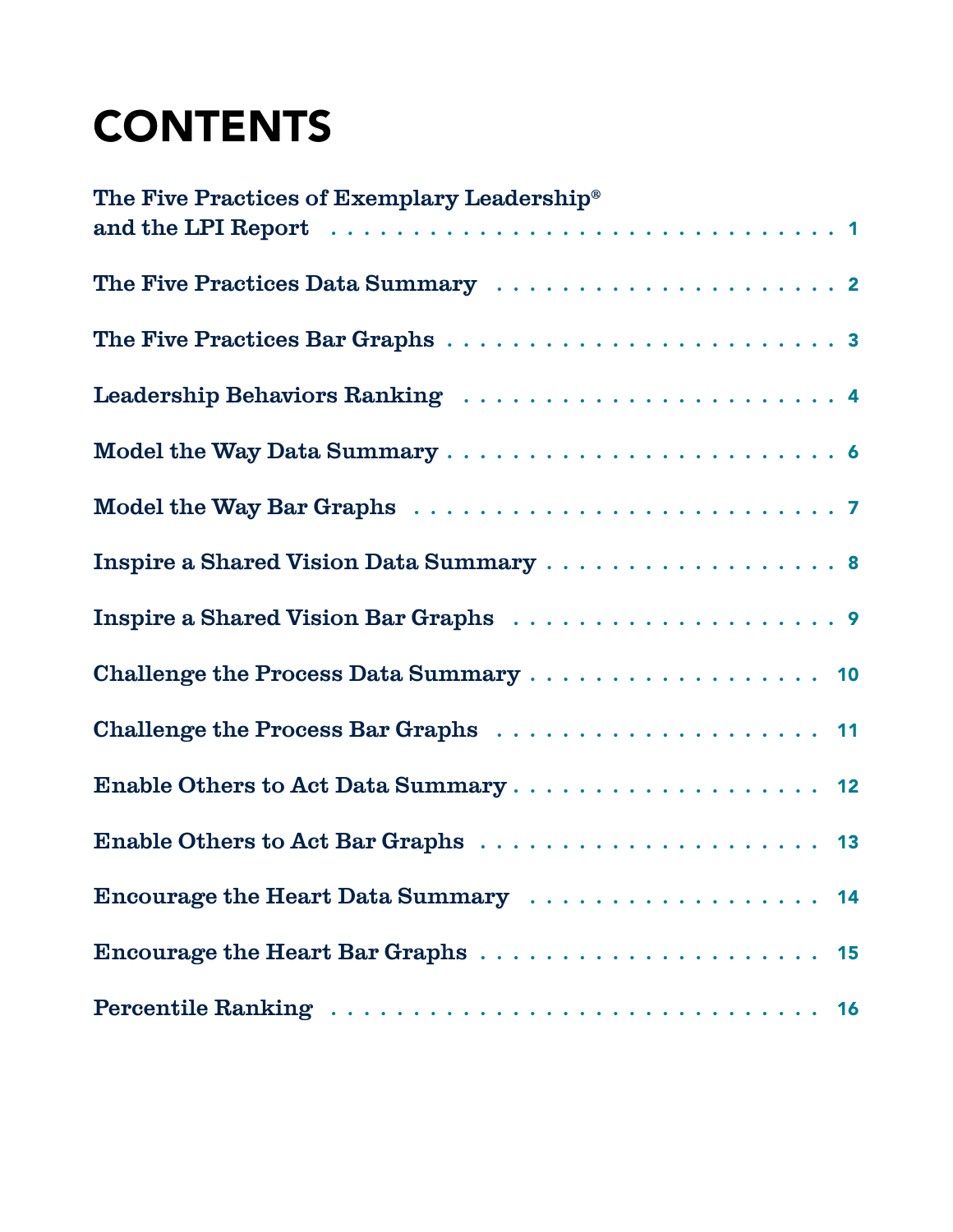# CONTENTS

The Five Practices of Exemplary Leadership® and the LPI Report . . . . . . . . . . . . . . . . . . . . . . . . . . . . . 1

The Five Practices Data Summary . . . . . . . . . . . . . . . . . . . . . . 2

The Five Practices Bar Graphs . . . . . . . . . . . . . . . . . . . . . . . . . 3

Leadership Behaviors Ranking . . . . . . . . . . . . . . . . . . . . . . . . . 4

Model the Way Data Summary . . . . . . . . . . . . . . . . . . . . . . . . . 6

Model the Way Bar Graphs . . . . . . . . . . . . . . . . . . . . . . . . . . . . 7

Inspire a Shared Vision Data Summary . . . . . . . . . . . . . . . . . . 8

Inspire a Shared Vision Bar Graphs . . . . . . . . . . . . . . . . . . . . . 9

Challenge the Process Data Summary . . . . . . . . . . . . . . . . . . . 10

Challenge the Process Bar Graphs . . . . . . . . . . . . . . . . . . . . . . 11

Enable Others to Act Data Summary . . . . . . . . . . . . . . . . . . . . 12

Enable Others to Act Bar Graphs . . . . . . . . . . . . . . . . . . . . . . . 13

Encourage the Heart Data Summary . . . . . . . . . . . . . . . . . . . . 14

Encourage the Heart Bar Graphs . . . . . . . . . . . . . . . . . . . . . . . 15

Percentile Ranking . . . . . . . . . . . . . . . . . . . . . . . . . . . . . . . . . . 16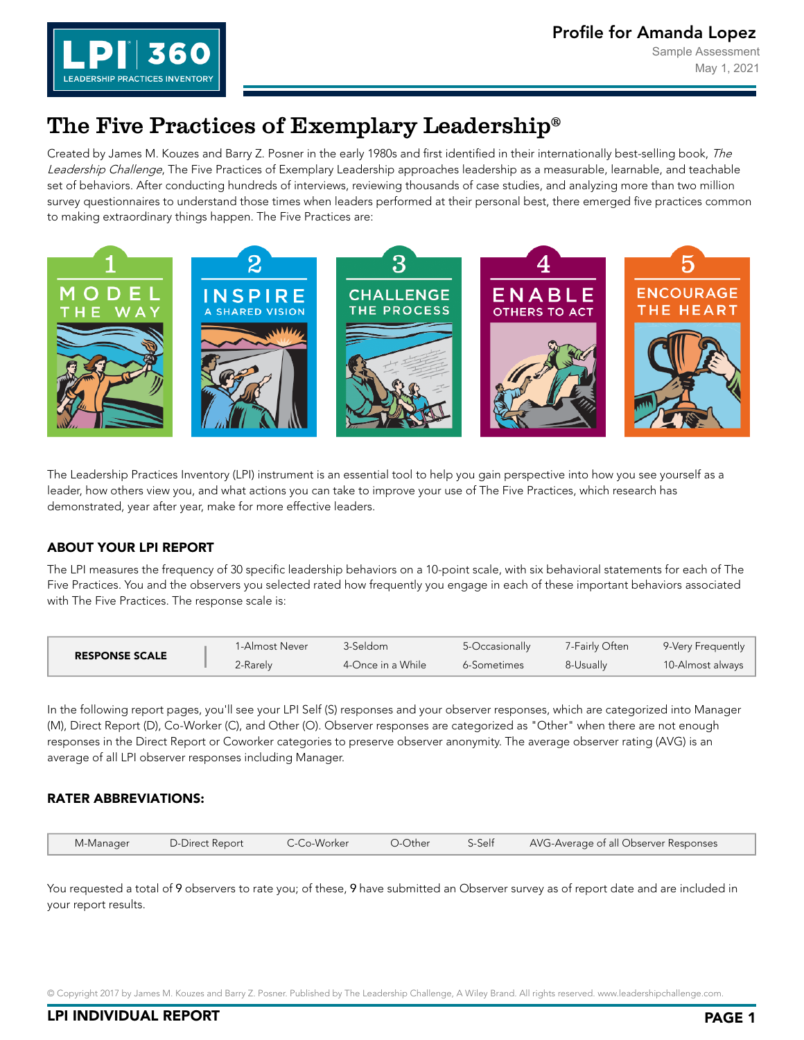# Profile for Amanda Lopez

Sample Assessment

May 1, 2021

## The Five Practices of Exemplary Leadership®

Created by James M. Kouzes and Barry Z. Posner in the early 1980s and first identified in their internationally best-selling book, *The Leadership Challenge*, The Five Practices of Exemplary Leadership approaches leadership as a measurable, learnable, and teachable set of behaviors. After conducting hundreds of interviews, reviewing thousands of case studies, and analyzing more than two million survey questionnaires to understand those times when leaders performed at their personal best, there emerged five practices common to making extraordinary things happen. The Five Practices are:

1. MODEL THE WAY
2. INSPIRE A SHARED VISION
3. CHALLENGE THE PROCESS
4. ENABLE OTHERS TO ACT
5. ENCOURAGE THE HEART

The Leadership Practices Inventory (LPI) instrument is an essential tool to help you gain perspective into how you see yourself as a leader, how others view you, and what actions you can take to improve your use of The Five Practices, which research has demonstrated, year after year, make for more effective leaders.

### ABOUT YOUR LPI REPORT

The LPI measures the frequency of 30 specific leadership behaviors on a 10-point scale, with six behavioral statements for each of The Five Practices. You and the observers you selected rated how frequently you engage in each of these important behaviors associated with The Five Practices. The response scale is:

| RESPONSE SCALE | | | | | |
|---|---|---|---|---|---|
| | 1-Almost Never | 3-Seldom | 5-Occasionally | 7-Fairly Often | 9-Very Frequently |
| | 2-Rarely | 4-Once in a While | 6-Sometimes | 8-Usually | 10-Almost always |

In the following report pages, you'll see your LPI Self (S) responses and your observer responses, which are categorized into Manager (M), Direct Report (D), Co-Worker (C), and Other (O). Observer responses are categorized as "Other" when there are not enough responses in the Direct Report or Coworker categories to preserve observer anonymity. The average observer rating (AVG) is an average of all LPI observer responses including Manager.

### RATER ABBREVIATIONS:

| M-Manager | D-Direct Report | C-Co-Worker | O-Other | S-Self | AVG-Average of all Observer Responses |
|---|---|---|---|---|---|

You requested a total of 9 observers to rate you; of these, 9 have submitted an Observer survey as of report date and are included in your report results.

© Copyright 2017 by James M. Kouzes and Barry Z. Posner. Published by The Leadership Challenge, A Wiley Brand. All rights reserved. www.leadershipchallenge.com.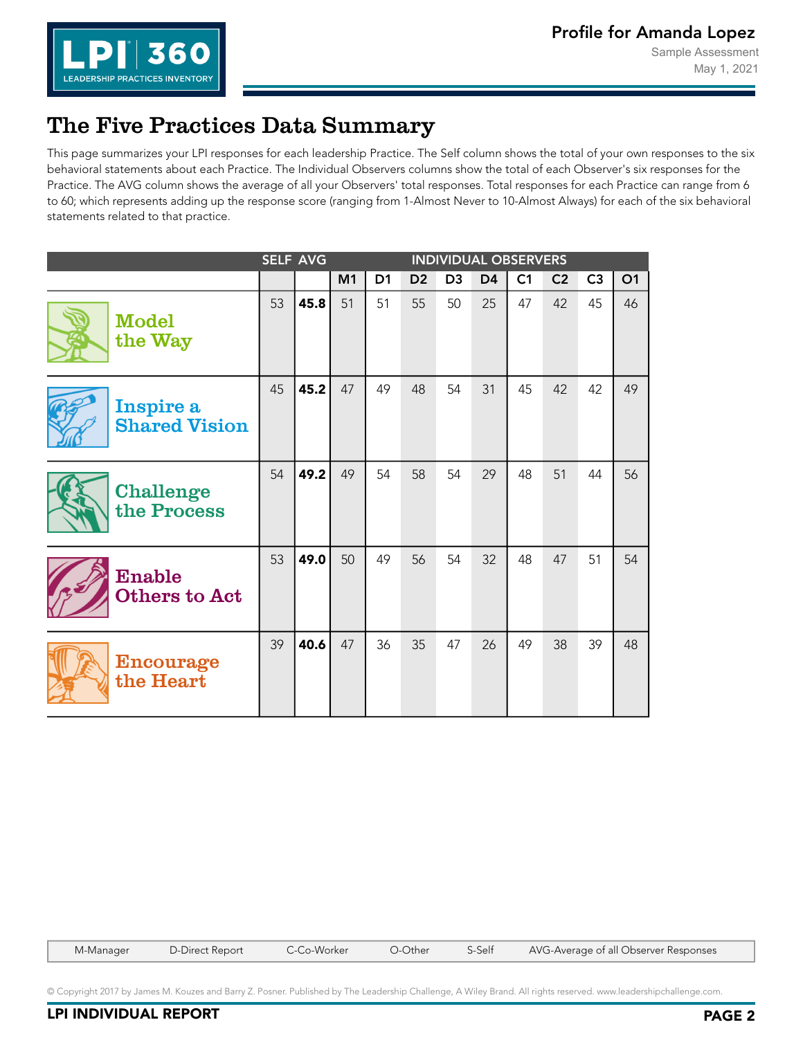# The Five Practices Data Summary

This page summarizes your LPI responses for each leadership Practice. The Self column shows the total of your own responses to the six behavioral statements about each Practice. The Individual Observers columns show the total of each Observer's six responses for the Practice. The AVG column shows the average of all your Observers' total responses. Total responses for each Practice can range from 6 to 60; which represents adding up the response score (ranging from 1-Almost Never to 10-Almost Always) for each of the six behavioral statements related to that practice.

| | SELF | AVG | INDIVIDUAL OBSERVERS | | | | | | | | |
|---|---|---|---|---|---|---|---|---|---|---|---|
| | | | M1 | D1 | D2 | D3 | D4 | C1 | C2 | C3 | O1 |
| Model the Way | 53 | **45.8** | 51 | 51 | 55 | 50 | 25 | 47 | 42 | 45 | 46 |
| Inspire a Shared Vision | 45 | **45.2** | 47 | 49 | 48 | 54 | 31 | 45 | 42 | 42 | 49 |
| Challenge the Process | 54 | **49.2** | 49 | 54 | 58 | 54 | 29 | 48 | 51 | 44 | 56 |
| Enable Others to Act | 53 | **49.0** | 50 | 49 | 56 | 54 | 32 | 48 | 47 | 51 | 54 |
| Encourage the Heart | 39 | **40.6** | 47 | 36 | 35 | 47 | 26 | 49 | 38 | 39 | 48 |

M-Manager D-Direct Report C-Co-Worker O-Other S-Self AVG-Average of all Observer Responses

© Copyright 2017 by James M. Kouzes and Barry Z. Posner. Published by The Leadership Challenge, A Wiley Brand. All rights reserved. www.leadershipchallenge.com.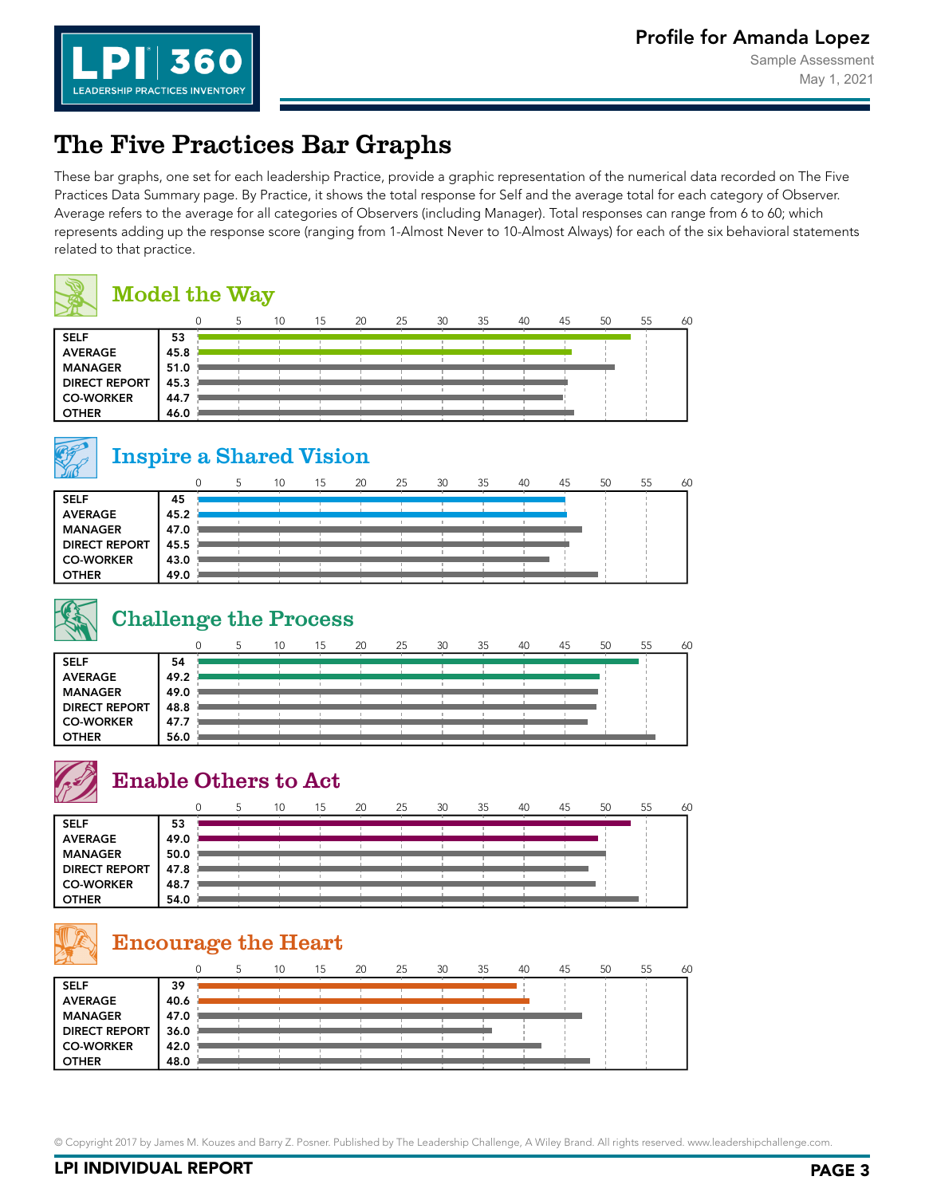# The Five Practices Bar Graphs

These bar graphs, one set for each leadership Practice, provide a graphic representation of the numerical data recorded on The Five Practices Data Summary page. By Practice, it shows the total response for Self and the average total for each category of Observer. Average refers to the average for all categories of Observers (including Manager). Total responses can range from 6 to 60; which represents adding up the response score (ranging from 1-Almost Never to 10-Almost Always) for each of the six behavioral statements related to that practice.

## Model the Way

| | Score |
|---|---|
| SELF | 53 |
| AVERAGE | 45.8 |
| MANAGER | 51.0 |
| DIRECT REPORT | 45.3 |
| CO-WORKER | 44.7 |
| OTHER | 46.0 |

## Inspire a Shared Vision

| | Score |
|---|---|
| SELF | 45 |
| AVERAGE | 45.2 |
| MANAGER | 47.0 |
| DIRECT REPORT | 45.5 |
| CO-WORKER | 43.0 |
| OTHER | 49.0 |

## Challenge the Process

| | Score |
|---|---|
| SELF | 54 |
| AVERAGE | 49.2 |
| MANAGER | 49.0 |
| DIRECT REPORT | 48.8 |
| CO-WORKER | 47.7 |
| OTHER | 56.0 |

## Enable Others to Act

| | Score |
|---|---|
| SELF | 53 |
| AVERAGE | 49.0 |
| MANAGER | 50.0 |
| DIRECT REPORT | 47.8 |
| CO-WORKER | 48.7 |
| OTHER | 54.0 |

## Encourage the Heart

| | Score |
|---|---|
| SELF | 39 |
| AVERAGE | 40.6 |
| MANAGER | 47.0 |
| DIRECT REPORT | 36.0 |
| CO-WORKER | 42.0 |
| OTHER | 48.0 |

© Copyright 2017 by James M. Kouzes and Barry Z. Posner. Published by The Leadership Challenge, A Wiley Brand. All rights reserved. www.leadershipchallenge.com.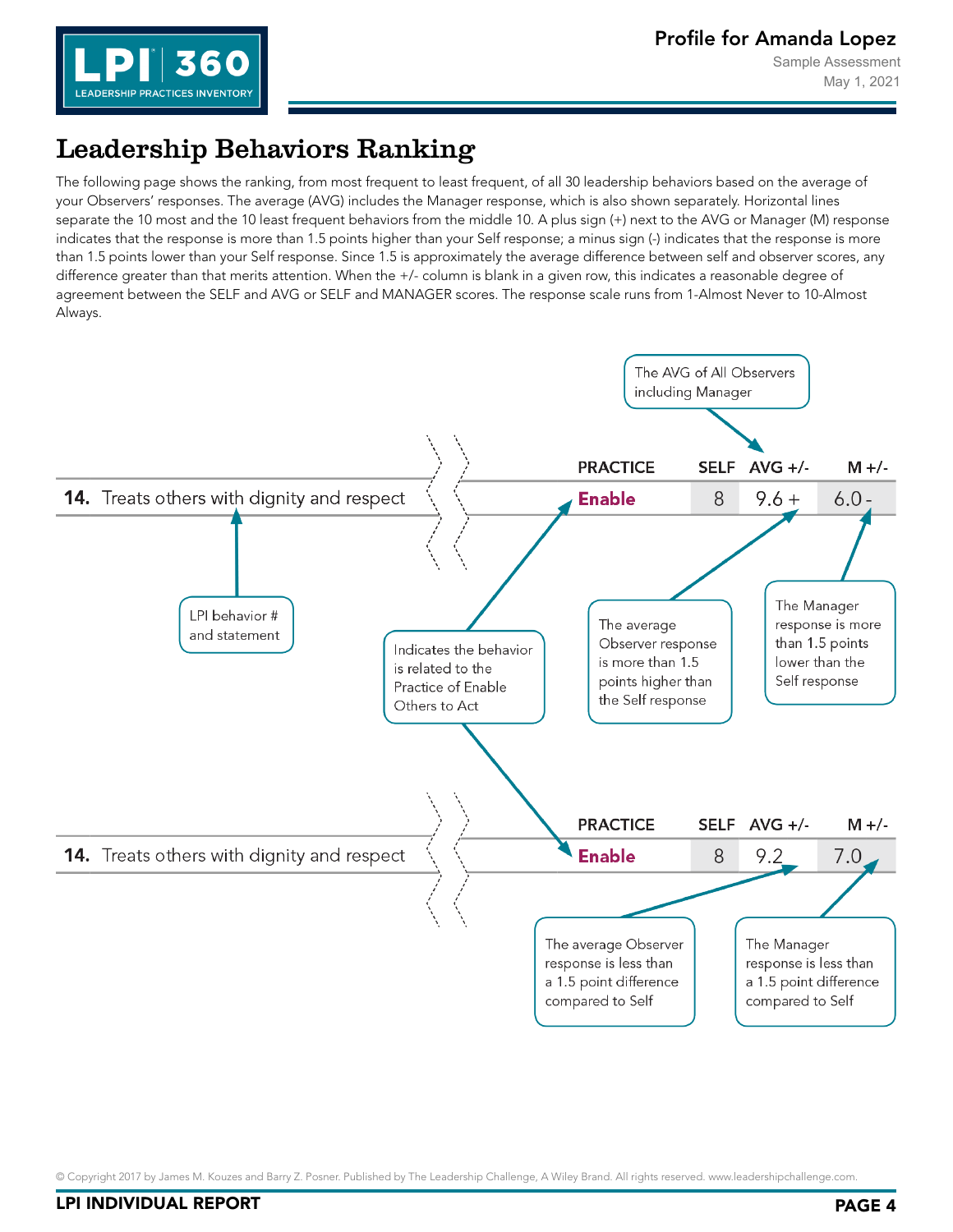# Leadership Behaviors Ranking

The following page shows the ranking, from most frequent to least frequent, of all 30 leadership behaviors based on the average of your Observers' responses. The average (AVG) includes the Manager response, which is also shown separately. Horizontal lines separate the 10 most and the 10 least frequent behaviors from the middle 10. A plus sign (+) next to the AVG or Manager (M) response indicates that the response is more than 1.5 points higher than your Self response; a minus sign (-) indicates that the response is more than 1.5 points lower than your Self response. Since 1.5 is approximately the average difference between self and observer scores, any difference greater than that merits attention. When the +/- column is blank in a given row, this indicates a reasonable degree of agreement between the SELF and AVG or SELF and MANAGER scores. The response scale runs from 1-Almost Never to 10-Almost Always.

The AVG of All Observers including Manager

| | PRACTICE | SELF | AVG +/- | M +/- |
|---|---|---|---|---|
| **14.** Treats others with dignity and respect | **Enable** | 8 | 9.6 + | 6.0 - |

- LPI behavior # and statement
- Indicates the behavior is related to the Practice of Enable Others to Act
- The average Observer response is more than 1.5 points higher than the Self response
- The Manager response is more than 1.5 points lower than the Self response

| | PRACTICE | SELF | AVG +/- | M +/- |
|---|---|---|---|---|
| **14.** Treats others with dignity and respect | **Enable** | 8 | 9.2 | 7.0 |

- The average Observer response is less than a 1.5 point difference compared to Self
- The Manager response is less than a 1.5 point difference compared to Self

© Copyright 2017 by James M. Kouzes and Barry Z. Posner. Published by The Leadership Challenge, A Wiley Brand. All rights reserved. www.leadershipchallenge.com.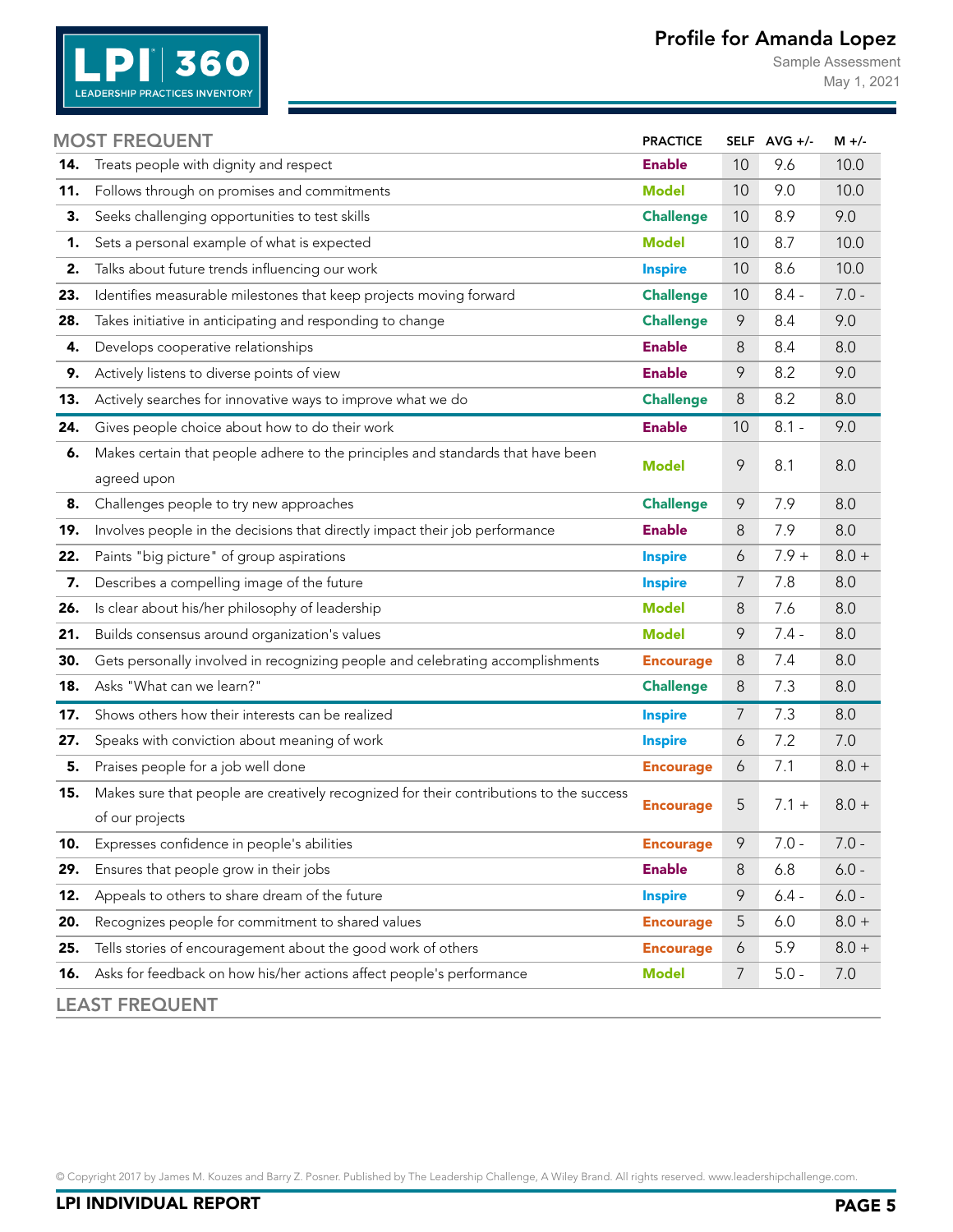# Profile for Amanda Lopez

Sample Assessment
May 1, 2021

| MOST FREQUENT | | PRACTICE | SELF | AVG +/- | M +/- |
|---|---|---|---|---|---|
| **14.** | Treats people with dignity and respect | **Enable** | 10 | 9.6 | 10.0 |
| **11.** | Follows through on promises and commitments | **Model** | 10 | 9.0 | 10.0 |
| **3.** | Seeks challenging opportunities to test skills | **Challenge** | 10 | 8.9 | 9.0 |
| **1.** | Sets a personal example of what is expected | **Model** | 10 | 8.7 | 10.0 |
| **2.** | Talks about future trends influencing our work | **Inspire** | 10 | 8.6 | 10.0 |
| **23.** | Identifies measurable milestones that keep projects moving forward | **Challenge** | 10 | 8.4 - | 7.0 - |
| **28.** | Takes initiative in anticipating and responding to change | **Challenge** | 9 | 8.4 | 9.0 |
| **4.** | Develops cooperative relationships | **Enable** | 8 | 8.4 | 8.0 |
| **9.** | Actively listens to diverse points of view | **Enable** | 9 | 8.2 | 9.0 |
| **13.** | Actively searches for innovative ways to improve what we do | **Challenge** | 8 | 8.2 | 8.0 |
| **24.** | Gives people choice about how to do their work | **Enable** | 10 | 8.1 - | 9.0 |
| **6.** | Makes certain that people adhere to the principles and standards that have been agreed upon | **Model** | 9 | 8.1 | 8.0 |
| **8.** | Challenges people to try new approaches | **Challenge** | 9 | 7.9 | 8.0 |
| **19.** | Involves people in the decisions that directly impact their job performance | **Enable** | 8 | 7.9 | 8.0 |
| **22.** | Paints "big picture" of group aspirations | **Inspire** | 6 | 7.9 + | 8.0 + |
| **7.** | Describes a compelling image of the future | **Inspire** | 7 | 7.8 | 8.0 |
| **26.** | Is clear about his/her philosophy of leadership | **Model** | 8 | 7.6 | 8.0 |
| **21.** | Builds consensus around organization's values | **Model** | 9 | 7.4 - | 8.0 |
| **30.** | Gets personally involved in recognizing people and celebrating accomplishments | **Encourage** | 8 | 7.4 | 8.0 |
| **18.** | Asks "What can we learn?" | **Challenge** | 8 | 7.3 | 8.0 |
| **17.** | Shows others how their interests can be realized | **Inspire** | 7 | 7.3 | 8.0 |
| **27.** | Speaks with conviction about meaning of work | **Inspire** | 6 | 7.2 | 7.0 |
| **5.** | Praises people for a job well done | **Encourage** | 6 | 7.1 | 8.0 + |
| **15.** | Makes sure that people are creatively recognized for their contributions to the success of our projects | **Encourage** | 5 | 7.1 + | 8.0 + |
| **10.** | Expresses confidence in people's abilities | **Encourage** | 9 | 7.0 - | 7.0 - |
| **29.** | Ensures that people grow in their jobs | **Enable** | 8 | 6.8 | 6.0 - |
| **12.** | Appeals to others to share dream of the future | **Inspire** | 9 | 6.4 - | 6.0 - |
| **20.** | Recognizes people for commitment to shared values | **Encourage** | 5 | 6.0 | 8.0 + |
| **25.** | Tells stories of encouragement about the good work of others | **Encourage** | 6 | 5.9 | 8.0 + |
| **16.** | Asks for feedback on how his/her actions affect people's performance | **Model** | 7 | 5.0 - | 7.0 |

LEAST FREQUENT

© Copyright 2017 by James M. Kouzes and Barry Z. Posner. Published by The Leadership Challenge, A Wiley Brand. All rights reserved. www.leadershipchallenge.com.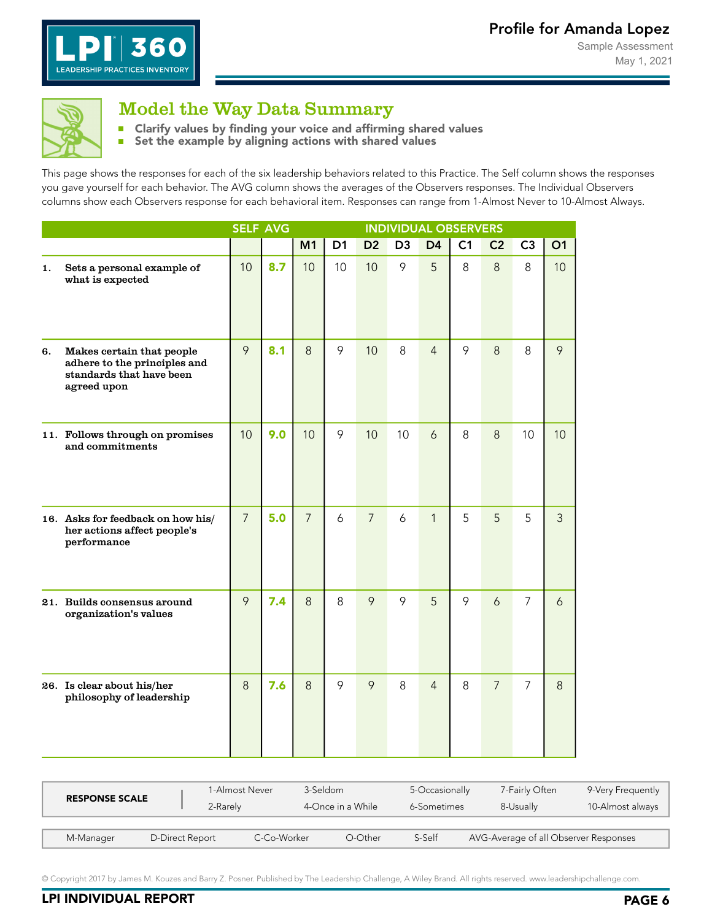## Model the Way Data Summary

- Clarify values by finding your voice and affirming shared values
- Set the example by aligning actions with shared values

This page shows the responses for each of the six leadership behaviors related to this Practice. The Self column shows the responses you gave yourself for each behavior. The AVG column shows the averages of the Observers responses. The Individual Observers columns show each Observers response for each behavioral item. Responses can range from 1-Almost Never to 10-Almost Always.

| | SELF | AVG | INDIVIDUAL OBSERVERS | | | | | | | | |
|---|---|---|---|---|---|---|---|---|---|---|---|
| | | | M1 | D1 | D2 | D3 | D4 | C1 | C2 | C3 | O1 |
| **1. Sets a personal example of what is expected** | 10 | **8.7** | 10 | 10 | 10 | 9 | 5 | 8 | 8 | 8 | 10 |
| **6. Makes certain that people adhere to the principles and standards that have been agreed upon** | 9 | **8.1** | 8 | 9 | 10 | 8 | 4 | 9 | 8 | 8 | 9 |
| **11. Follows through on promises and commitments** | 10 | **9.0** | 10 | 9 | 10 | 10 | 6 | 8 | 8 | 10 | 10 |
| **16. Asks for feedback on how his/her actions affect people's performance** | 7 | **5.0** | 7 | 6 | 7 | 6 | 1 | 5 | 5 | 5 | 3 |
| **21. Builds consensus around organization's values** | 9 | **7.4** | 8 | 8 | 9 | 9 | 5 | 9 | 6 | 7 | 6 |
| **26. Is clear about his/her philosophy of leadership** | 8 | **7.6** | 8 | 9 | 9 | 8 | 4 | 8 | 7 | 7 | 8 |

| RESPONSE SCALE | | | | | |
|---|---|---|---|---|---|
| | 1-Almost Never | 3-Seldom | 5-Occasionally | 7-Fairly Often | 9-Very Frequently |
| | 2-Rarely | 4-Once in a While | 6-Sometimes | 8-Usually | 10-Almost always |

M-Manager D-Direct Report C-Co-Worker O-Other S-Self AVG-Average of all Observer Responses

© Copyright 2017 by James M. Kouzes and Barry Z. Posner. Published by The Leadership Challenge, A Wiley Brand. All rights reserved. www.leadershipchallenge.com.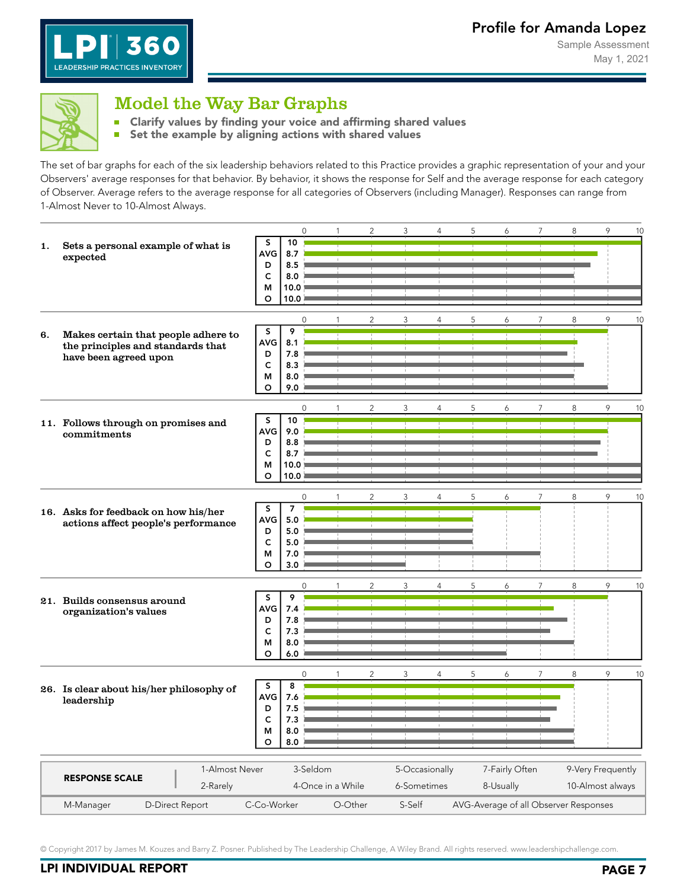# Model the Way Bar Graphs

- Clarify values by finding your voice and affirming shared values
- Set the example by aligning actions with shared values

The set of bar graphs for each of the six leadership behaviors related to this Practice provides a graphic representation of your and your Observers' average responses for that behavior. By behavior, it shows the response for Self and the average response for each category of Observer. Average refers to the average response for all categories of Observers (including Manager). Responses can range from 1-Almost Never to 10-Almost Always.

| Behavior | S | AVG | D | C | M | O |
|---|---|---|---|---|---|---|
| 1. Sets a personal example of what is expected | 10 | 8.7 | 8.5 | 8.0 | 10.0 | 10.0 |
| 6. Makes certain that people adhere to the principles and standards that have been agreed upon | 9 | 8.1 | 7.8 | 8.3 | 8.0 | 9.0 |
| 11. Follows through on promises and commitments | 10 | 9.0 | 8.8 | 8.7 | 10.0 | 10.0 |
| 16. Asks for feedback on how his/her actions affect people's performance | 7 | 5.0 | 5.0 | 5.0 | 7.0 | 3.0 |
| 21. Builds consensus around organization's values | 9 | 7.4 | 7.8 | 7.3 | 8.0 | 6.0 |
| 26. Is clear about his/her philosophy of leadership | 8 | 7.6 | 7.5 | 7.3 | 8.0 | 8.0 |

| RESPONSE SCALE | | | | | |
|---|---|---|---|---|---|
| | 1-Almost Never | 3-Seldom | 5-Occasionally | 7-Fairly Often | 9-Very Frequently |
| | 2-Rarely | 4-Once in a While | 6-Sometimes | 8-Usually | 10-Almost always |

M-Manager | D-Direct Report | C-Co-Worker | O-Other | S-Self | AVG-Average of all Observer Responses

© Copyright 2017 by James M. Kouzes and Barry Z. Posner. Published by The Leadership Challenge, A Wiley Brand. All rights reserved. www.leadershipchallenge.com.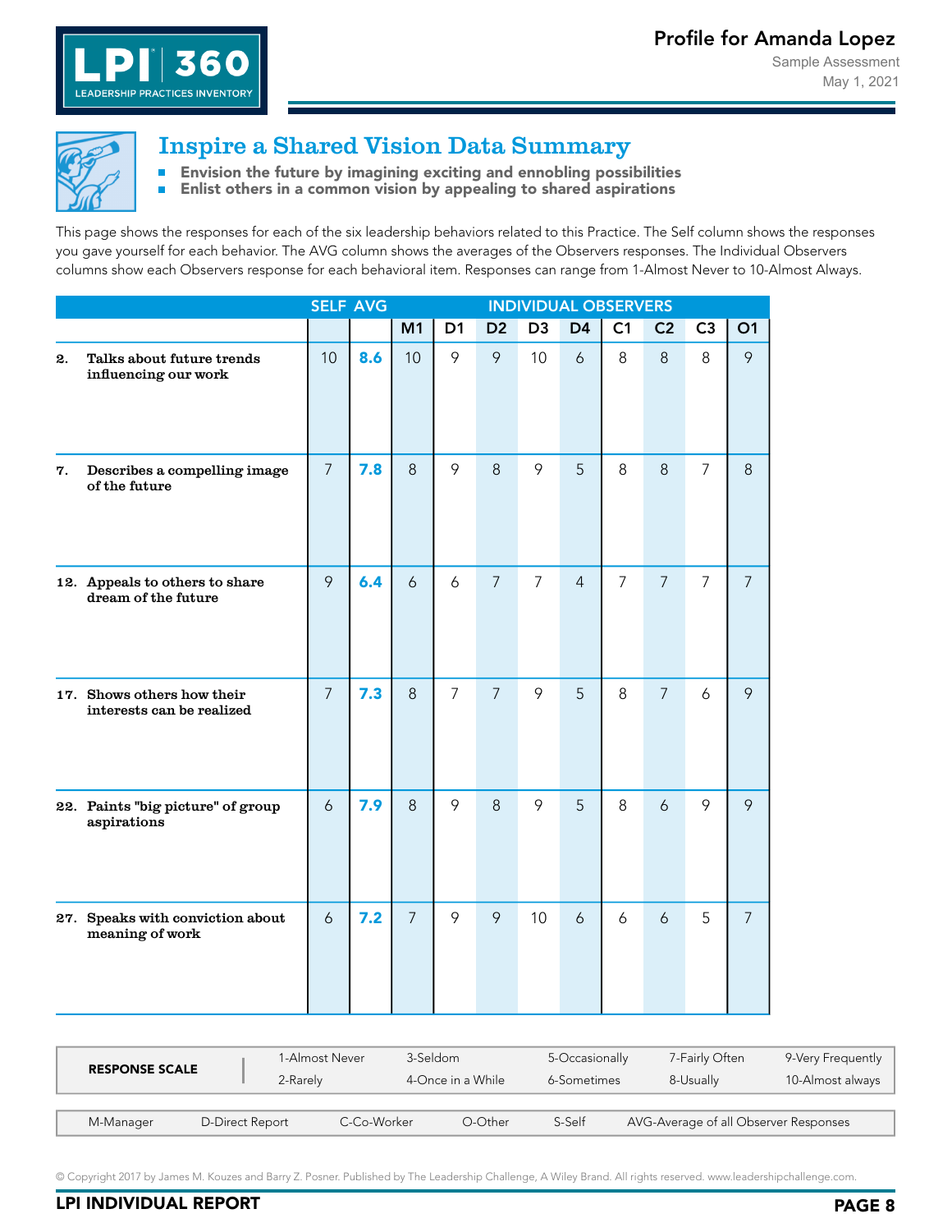# Profile for Amanda Lopez

Sample Assessment
May 1, 2021

## Inspire a Shared Vision Data Summary

- **Envision the future by imagining exciting and ennobling possibilities**
- **Enlist others in a common vision by appealing to shared aspirations**

This page shows the responses for each of the six leadership behaviors related to this Practice. The Self column shows the responses you gave yourself for each behavior. The AVG column shows the averages of the Observers responses. The Individual Observers columns show each Observers response for each behavioral item. Responses can range from 1-Almost Never to 10-Almost Always.

| | SELF | AVG | INDIVIDUAL OBSERVERS | | | | | | | | |
|---|---|---|---|---|---|---|---|---|---|---|---|
| | | | M1 | D1 | D2 | D3 | D4 | C1 | C2 | C3 | O1 |
| **2. Talks about future trends influencing our work** | 10 | **8.6** | 10 | 9 | 9 | 10 | 6 | 8 | 8 | 8 | 9 |
| **7. Describes a compelling image of the future** | 7 | **7.8** | 8 | 9 | 8 | 9 | 5 | 8 | 8 | 7 | 8 |
| **12. Appeals to others to share dream of the future** | 9 | **6.4** | 6 | 6 | 7 | 7 | 4 | 7 | 7 | 7 | 7 |
| **17. Shows others how their interests can be realized** | 7 | **7.3** | 8 | 7 | 7 | 9 | 5 | 8 | 7 | 6 | 9 |
| **22. Paints "big picture" of group aspirations** | 6 | **7.9** | 8 | 9 | 8 | 9 | 5 | 8 | 6 | 9 | 9 |
| **27. Speaks with conviction about meaning of work** | 6 | **7.2** | 7 | 9 | 9 | 10 | 6 | 6 | 6 | 5 | 7 |

| RESPONSE SCALE | | | | | |
|---|---|---|---|---|---|
| | 1-Almost Never | 3-Seldom | 5-Occasionally | 7-Fairly Often | 9-Very Frequently |
| | 2-Rarely | 4-Once in a While | 6-Sometimes | 8-Usually | 10-Almost always |

M-Manager | D-Direct Report | C-Co-Worker | O-Other | S-Self | AVG-Average of all Observer Responses

© Copyright 2017 by James M. Kouzes and Barry Z. Posner. Published by The Leadership Challenge, A Wiley Brand. All rights reserved. www.leadershipchallenge.com.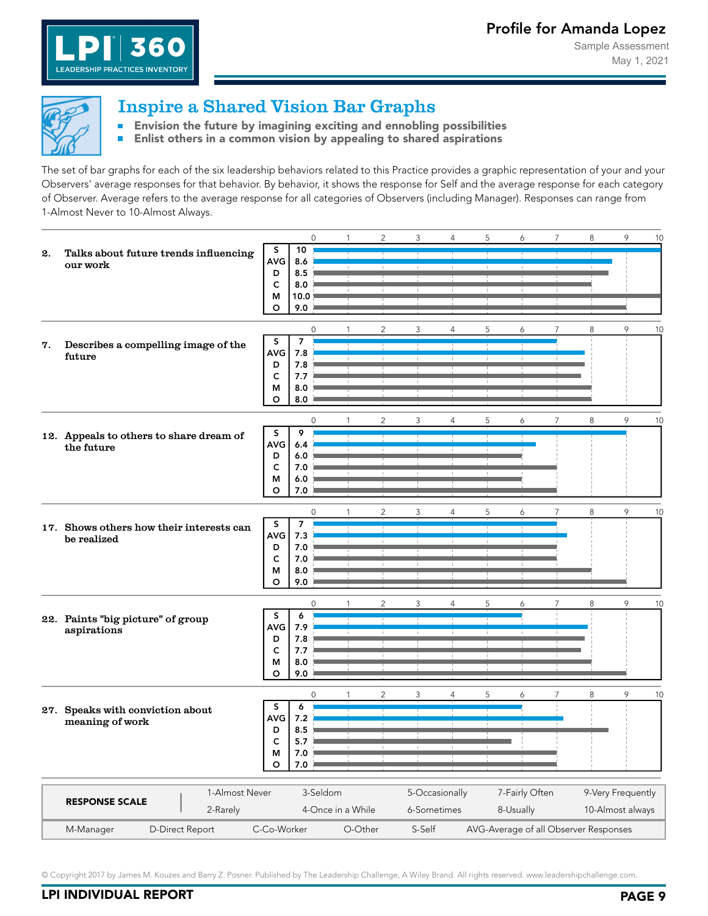# Inspire a Shared Vision Bar Graphs

- **Envision the future by imagining exciting and ennobling possibilities**
- **Enlist others in a common vision by appealing to shared aspirations**

The set of bar graphs for each of the six leadership behaviors related to this Practice provides a graphic representation of your and your Observers' average responses for that behavior. By behavior, it shows the response for Self and the average response for each category of Observer. Average refers to the average response for all categories of Observers (including Manager). Responses can range from 1-Almost Never to 10-Almost Always.

| Behavior | S | AVG | D | C | M | O |
|---|---|---|---|---|---|---|
| 2. Talks about future trends influencing our work | 10 | 8.6 | 8.5 | 8.0 | 10.0 | 9.0 |
| 7. Describes a compelling image of the future | 7 | 7.8 | 7.8 | 7.7 | 8.0 | 8.0 |
| 12. Appeals to others to share dream of the future | 9 | 6.4 | 6.0 | 7.0 | 6.0 | 7.0 |
| 17. Shows others how their interests can be realized | 7 | 7.3 | 7.0 | 7.0 | 8.0 | 9.0 |
| 22. Paints "big picture" of group aspirations | 6 | 7.9 | 7.8 | 7.7 | 8.0 | 9.0 |
| 27. Speaks with conviction about meaning of work | 6 | 7.2 | 8.5 | 5.7 | 7.0 | 7.0 |

| RESPONSE SCALE | | | | | |
|---|---|---|---|---|---|
| | 1-Almost Never | 3-Seldom | 5-Occasionally | 7-Fairly Often | 9-Very Frequently |
| | 2-Rarely | 4-Once in a While | 6-Sometimes | 8-Usually | 10-Almost always |

M-Manager | D-Direct Report | C-Co-Worker | O-Other | S-Self | AVG-Average of all Observer Responses

© Copyright 2017 by James M. Kouzes and Barry Z. Posner. Published by The Leadership Challenge, A Wiley Brand. All rights reserved. www.leadershipchallenge.com.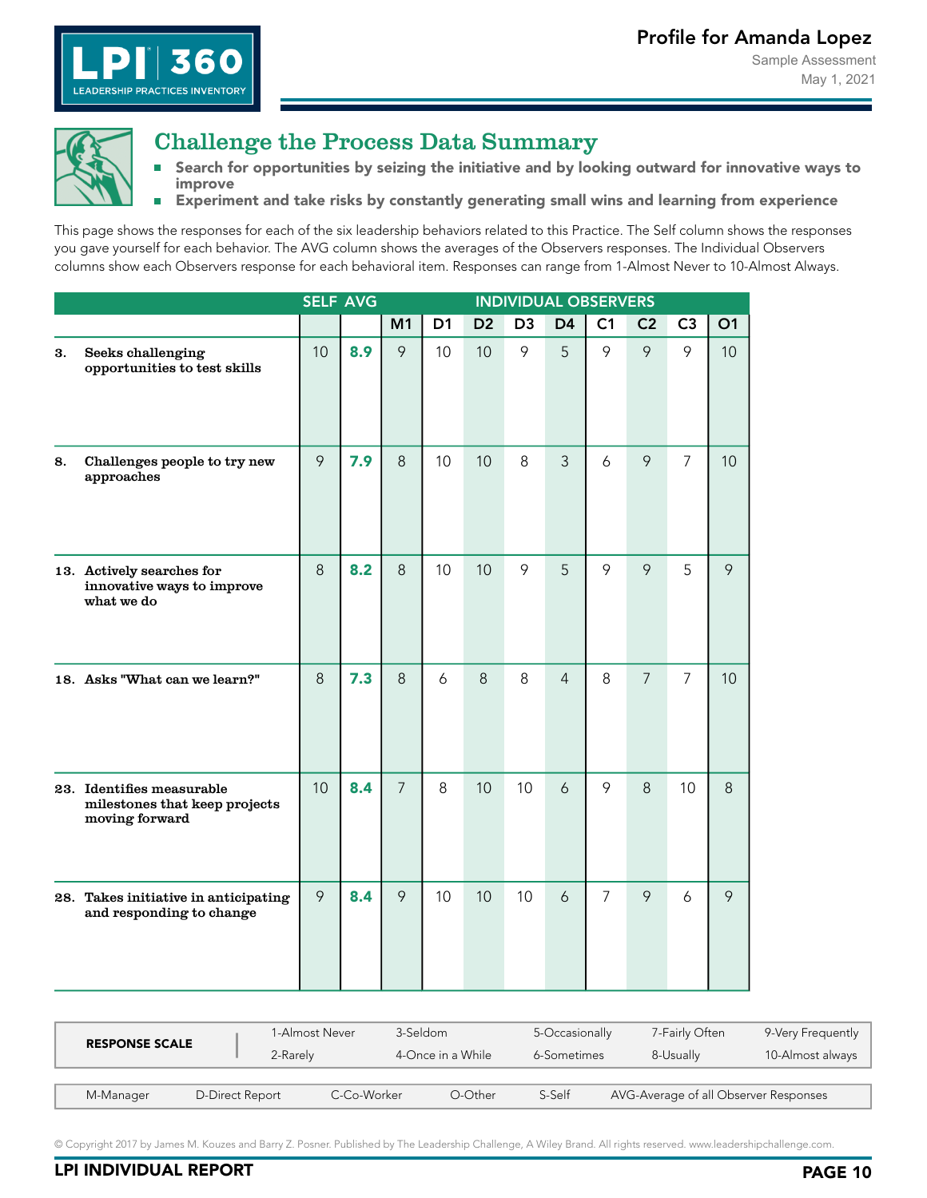## Challenge the Process Data Summary

- **Search for opportunities by seizing the initiative and by looking outward for innovative ways to improve**
- **Experiment and take risks by constantly generating small wins and learning from experience**

This page shows the responses for each of the six leadership behaviors related to this Practice. The Self column shows the responses you gave yourself for each behavior. The AVG column shows the averages of the Observers responses. The Individual Observers columns show each Observers response for each behavioral item. Responses can range from 1-Almost Never to 10-Almost Always.

| | SELF | AVG | INDIVIDUAL OBSERVERS | | | | | | | | |
|---|---|---|---|---|---|---|---|---|---|---|---|
| | | | M1 | D1 | D2 | D3 | D4 | C1 | C2 | C3 | O1 |
| **3. Seeks challenging opportunities to test skills** | 10 | **8.9** | 9 | 10 | 10 | 9 | 5 | 9 | 9 | 9 | 10 |
| **8. Challenges people to try new approaches** | 9 | **7.9** | 8 | 10 | 10 | 8 | 3 | 6 | 9 | 7 | 10 |
| **13. Actively searches for innovative ways to improve what we do** | 8 | **8.2** | 8 | 10 | 10 | 9 | 5 | 9 | 9 | 5 | 9 |
| **18. Asks "What can we learn?"** | 8 | **7.3** | 8 | 6 | 8 | 8 | 4 | 8 | 7 | 7 | 10 |
| **23. Identifies measurable milestones that keep projects moving forward** | 10 | **8.4** | 7 | 8 | 10 | 10 | 6 | 9 | 8 | 10 | 8 |
| **28. Takes initiative in anticipating and responding to change** | 9 | **8.4** | 9 | 10 | 10 | 10 | 6 | 7 | 9 | 6 | 9 |

| RESPONSE SCALE | | | | | |
|---|---|---|---|---|---|
| | 1-Almost Never | 3-Seldom | 5-Occasionally | 7-Fairly Often | 9-Very Frequently |
| | 2-Rarely | 4-Once in a While | 6-Sometimes | 8-Usually | 10-Almost always |

M-Manager D-Direct Report C-Co-Worker O-Other S-Self AVG-Average of all Observer Responses

© Copyright 2017 by James M. Kouzes and Barry Z. Posner. Published by The Leadership Challenge, A Wiley Brand. All rights reserved. www.leadershipchallenge.com.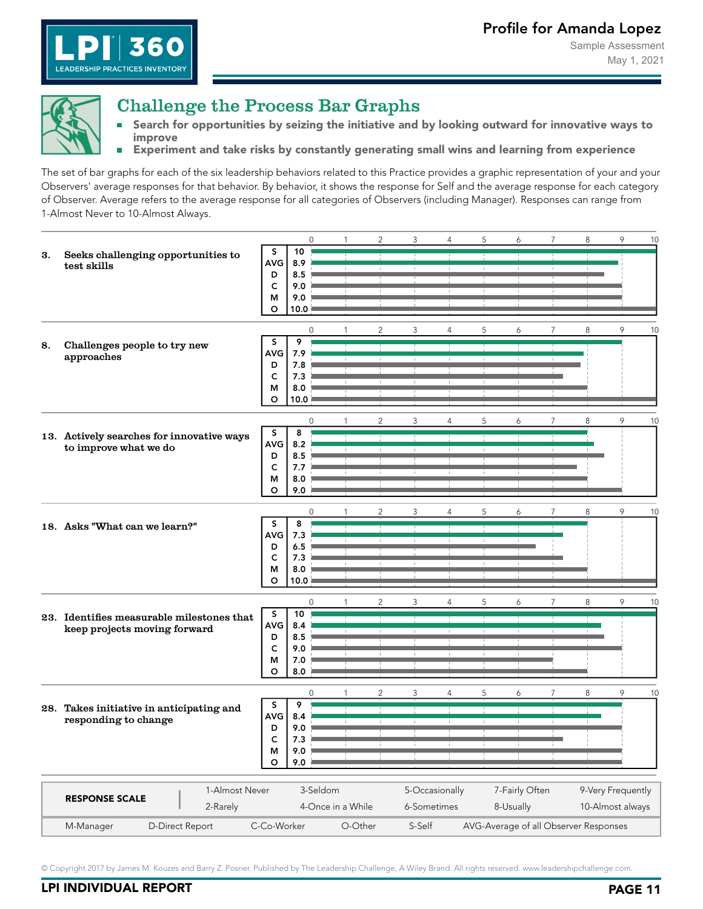# Profile for Amanda Lopez

Sample Assessment

May 1, 2021

## Challenge the Process Bar Graphs

- **Search for opportunities by seizing the initiative and by looking outward for innovative ways to improve**
- **Experiment and take risks by constantly generating small wins and learning from experience**

The set of bar graphs for each of the six leadership behaviors related to this Practice provides a graphic representation of your and your Observers' average responses for that behavior. By behavior, it shows the response for Self and the average response for each category of Observer. Average refers to the average response for all categories of Observers (including Manager). Responses can range from 1-Almost Never to 10-Almost Always.

| Behavior | S | AVG | D | C | M | O |
|---|---|---|---|---|---|---|
| 3. Seeks challenging opportunities to test skills | 10 | 8.9 | 8.5 | 9.0 | 9.0 | 10.0 |
| 8. Challenges people to try new approaches | 9 | 7.9 | 7.8 | 7.3 | 8.0 | 10.0 |
| 13. Actively searches for innovative ways to improve what we do | 8 | 8.2 | 8.5 | 7.7 | 8.0 | 9.0 |
| 18. Asks "What can we learn?" | 8 | 7.3 | 6.5 | 7.3 | 8.0 | 10.0 |
| 23. Identifies measurable milestones that keep projects moving forward | 10 | 8.4 | 8.5 | 9.0 | 7.0 | 8.0 |
| 28. Takes initiative in anticipating and responding to change | 9 | 8.4 | 9.0 | 7.3 | 9.0 | 9.0 |

| RESPONSE SCALE | | | | | |
|---|---|---|---|---|---|
| | 1-Almost Never | 3-Seldom | 5-Occasionally | 7-Fairly Often | 9-Very Frequently |
| | 2-Rarely | 4-Once in a While | 6-Sometimes | 8-Usually | 10-Almost always |

M-Manager D-Direct Report C-Co-Worker O-Other S-Self AVG-Average of all Observer Responses

© Copyright 2017 by James M. Kouzes and Barry Z. Posner. Published by The Leadership Challenge, A Wiley Brand. All rights reserved. www.leadershipchallenge.com.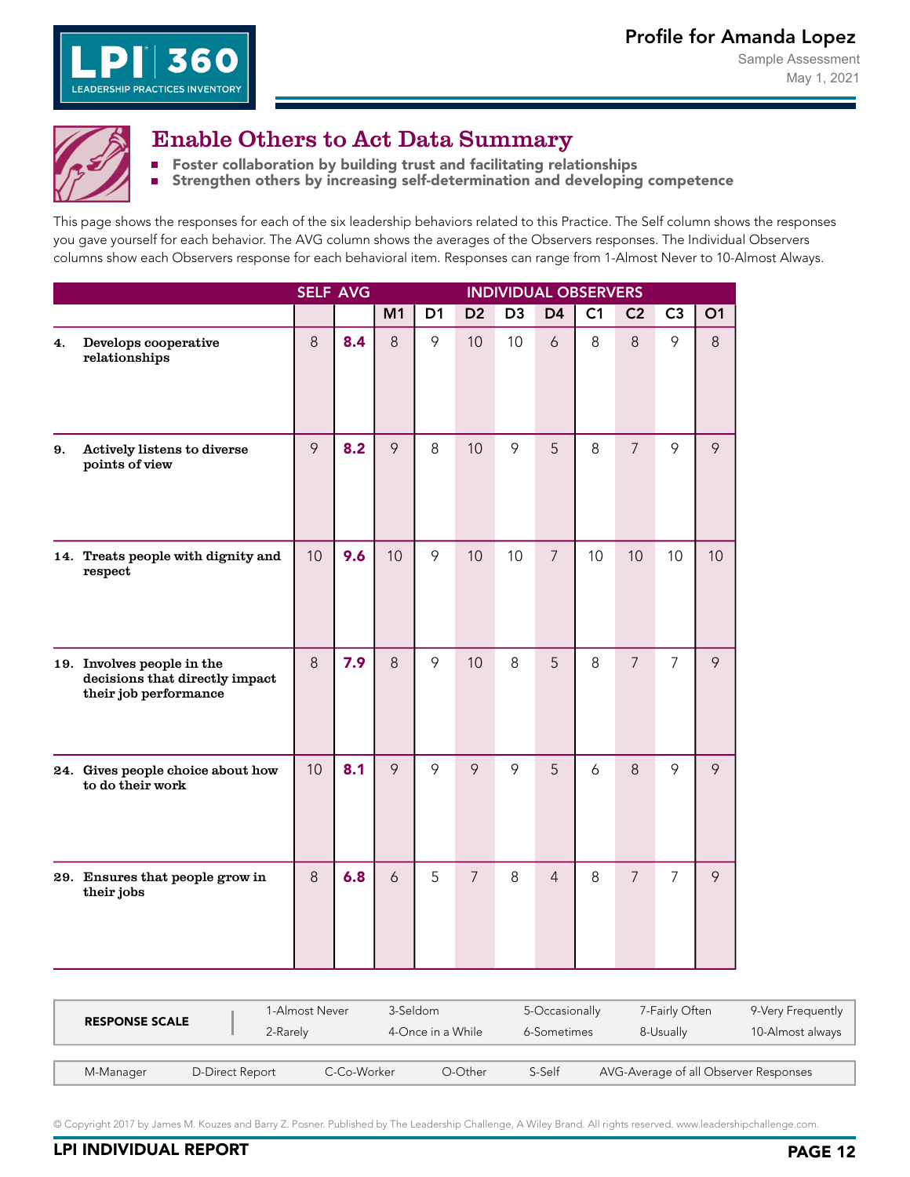## Enable Others to Act Data Summary

- Foster collaboration by building trust and facilitating relationships
- Strengthen others by increasing self-determination and developing competence

This page shows the responses for each of the six leadership behaviors related to this Practice. The Self column shows the responses you gave yourself for each behavior. The AVG column shows the averages of the Observers responses. The Individual Observers columns show each Observers response for each behavioral item. Responses can range from 1-Almost Never to 10-Almost Always.

| | SELF | AVG | INDIVIDUAL OBSERVERS | | | | | | | | |
|---|---|---|---|---|---|---|---|---|---|---|---|
| | | | M1 | D1 | D2 | D3 | D4 | C1 | C2 | C3 | O1 |
| **4. Develops cooperative relationships** | 8 | **8.4** | 8 | 9 | 10 | 10 | 6 | 8 | 8 | 9 | 8 |
| **9. Actively listens to diverse points of view** | 9 | **8.2** | 9 | 8 | 10 | 9 | 5 | 8 | 7 | 9 | 9 |
| **14. Treats people with dignity and respect** | 10 | **9.6** | 10 | 9 | 10 | 10 | 7 | 10 | 10 | 10 | 10 |
| **19. Involves people in the decisions that directly impact their job performance** | 8 | **7.9** | 8 | 9 | 10 | 8 | 5 | 8 | 7 | 7 | 9 |
| **24. Gives people choice about how to do their work** | 10 | **8.1** | 9 | 9 | 9 | 9 | 5 | 6 | 8 | 9 | 9 |
| **29. Ensures that people grow in their jobs** | 8 | **6.8** | 6 | 5 | 7 | 8 | 4 | 8 | 7 | 7 | 9 |

| RESPONSE SCALE | | | | | |
|---|---|---|---|---|---|
| | 1-Almost Never | 3-Seldom | 5-Occasionally | 7-Fairly Often | 9-Very Frequently |
| | 2-Rarely | 4-Once in a While | 6-Sometimes | 8-Usually | 10-Almost always |

M-Manager D-Direct Report C-Co-Worker O-Other S-Self AVG-Average of all Observer Responses

© Copyright 2017 by James M. Kouzes and Barry Z. Posner. Published by The Leadership Challenge, A Wiley Brand. All rights reserved. www.leadershipchallenge.com.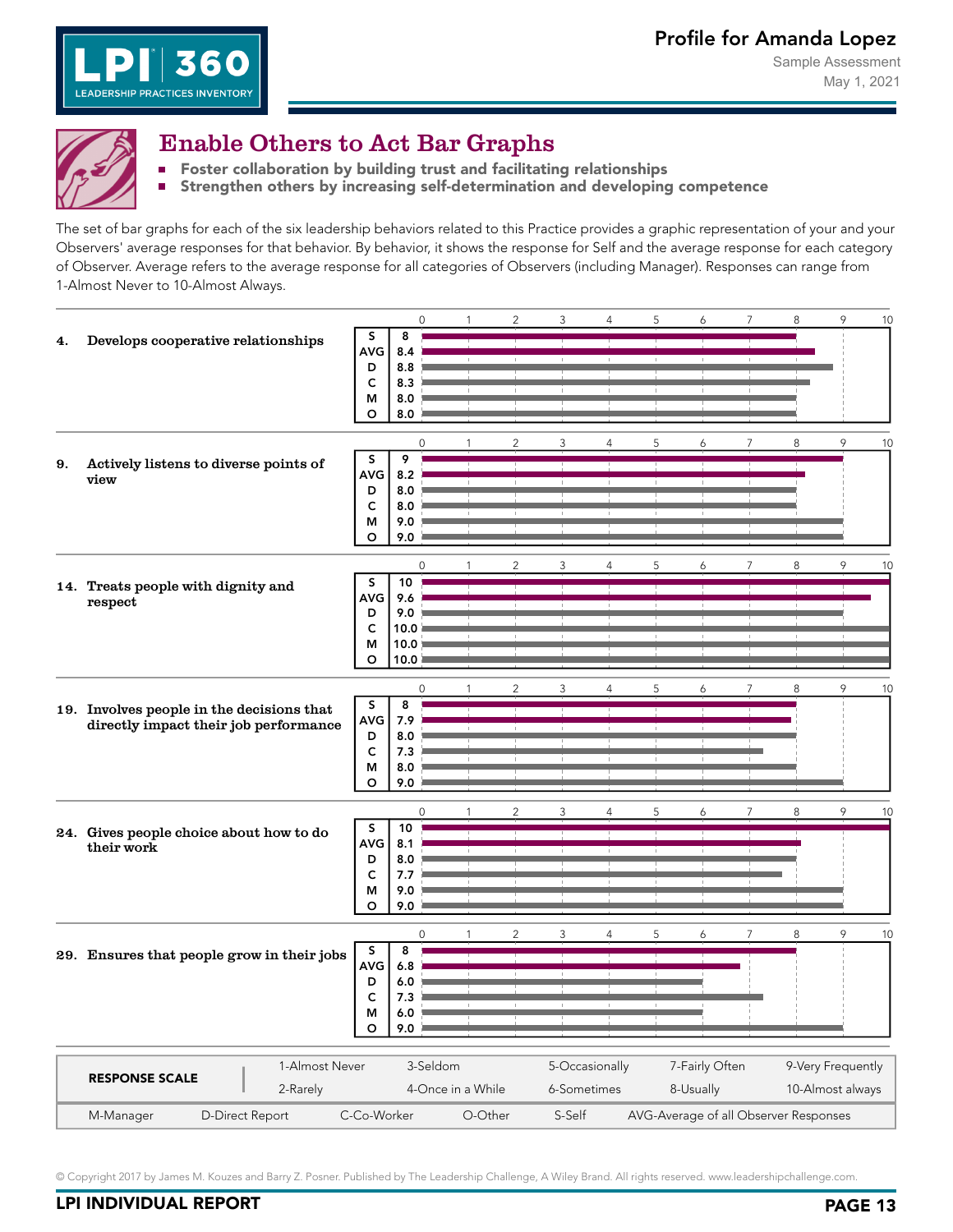# Enable Others to Act Bar Graphs

- **Foster collaboration by building trust and facilitating relationships**
- **Strengthen others by increasing self-determination and developing competence**

The set of bar graphs for each of the six leadership behaviors related to this Practice provides a graphic representation of your and your Observers' average responses for that behavior. By behavior, it shows the response for Self and the average response for each category of Observer. Average refers to the average response for all categories of Observers (including Manager). Responses can range from 1-Almost Never to 10-Almost Always.

| Behavior | S | AVG | D | C | M | O |
|---|---|---|---|---|---|---|
| **4. Develops cooperative relationships** | 8 | 8.4 | 8.8 | 8.3 | 8.0 | 8.0 |
| **9. Actively listens to diverse points of view** | 9 | 8.2 | 8.0 | 8.0 | 9.0 | 9.0 |
| **14. Treats people with dignity and respect** | 10 | 9.6 | 9.0 | 10.0 | 10.0 | 10.0 |
| **19. Involves people in the decisions that directly impact their job performance** | 8 | 7.9 | 8.0 | 7.3 | 8.0 | 9.0 |
| **24. Gives people choice about how to do their work** | 10 | 8.1 | 8.0 | 7.7 | 9.0 | 9.0 |
| **29. Ensures that people grow in their jobs** | 8 | 6.8 | 6.0 | 7.3 | 6.0 | 9.0 |

| RESPONSE SCALE | | | | | |
|---|---|---|---|---|---|
| | 1-Almost Never | 3-Seldom | 5-Occasionally | 7-Fairly Often | 9-Very Frequently |
| | 2-Rarely | 4-Once in a While | 6-Sometimes | 8-Usually | 10-Almost always |

M-Manager D-Direct Report C-Co-Worker O-Other S-Self AVG-Average of all Observer Responses

© Copyright 2017 by James M. Kouzes and Barry Z. Posner. Published by The Leadership Challenge, A Wiley Brand. All rights reserved. www.leadershipchallenge.com.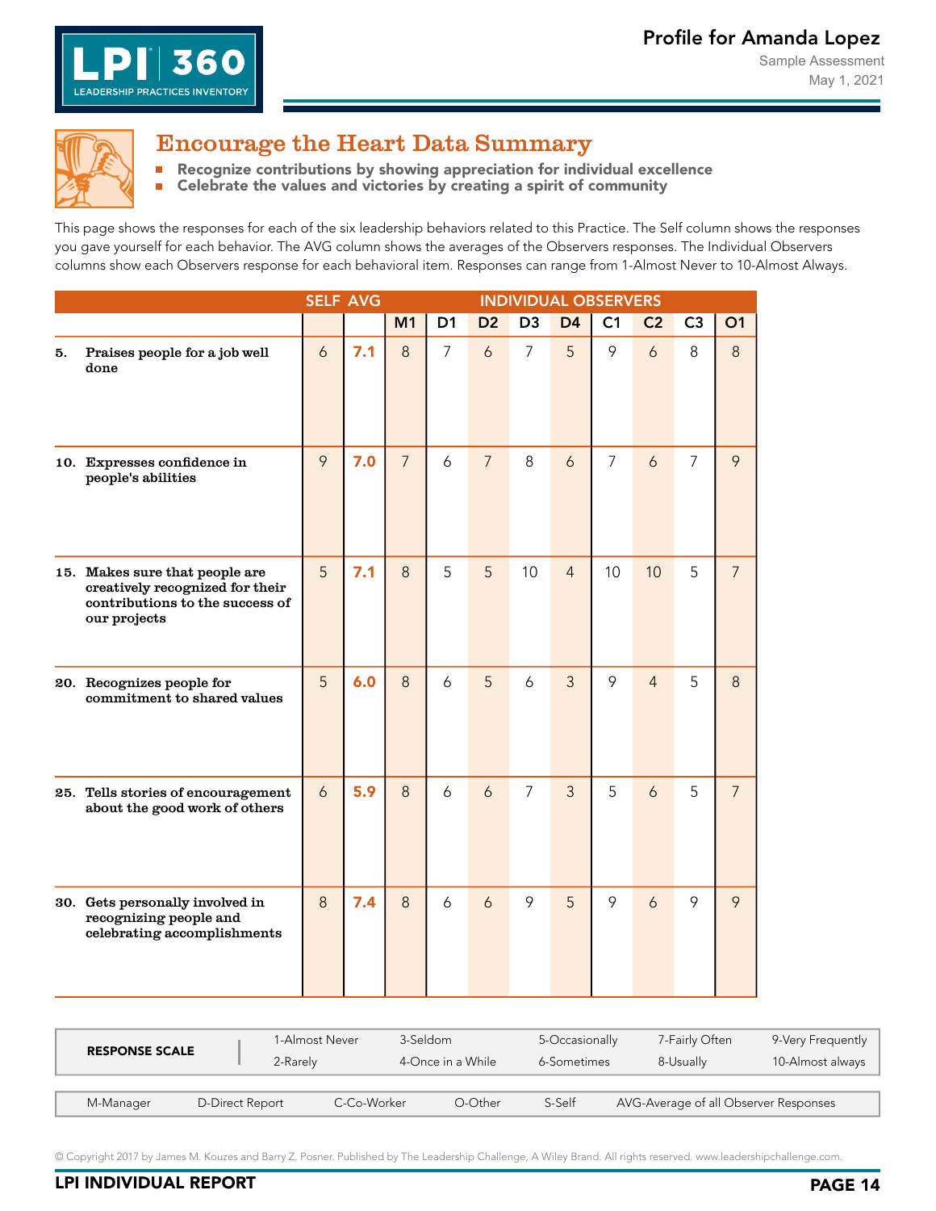## Encourage the Heart Data Summary

- **Recognize contributions by showing appreciation for individual excellence**
- **Celebrate the values and victories by creating a spirit of community**

This page shows the responses for each of the six leadership behaviors related to this Practice. The Self column shows the responses you gave yourself for each behavior. The AVG column shows the averages of the Observers responses. The Individual Observers columns show each Observers response for each behavioral item. Responses can range from 1-Almost Never to 10-Almost Always.

| | SELF | AVG | INDIVIDUAL OBSERVERS | | | | | | | | |
|---|---|---|---|---|---|---|---|---|---|---|---|
| | | | M1 | D1 | D2 | D3 | D4 | C1 | C2 | C3 | O1 |
| **5. Praises people for a job well done** | 6 | **7.1** | 8 | 7 | 6 | 7 | 5 | 9 | 6 | 8 | 8 |
| **10. Expresses confidence in people's abilities** | 9 | **7.0** | 7 | 6 | 7 | 8 | 6 | 7 | 6 | 7 | 9 |
| **15. Makes sure that people are creatively recognized for their contributions to the success of our projects** | 5 | **7.1** | 8 | 5 | 5 | 10 | 4 | 10 | 10 | 5 | 7 |
| **20. Recognizes people for commitment to shared values** | 5 | **6.0** | 8 | 6 | 5 | 6 | 3 | 9 | 4 | 5 | 8 |
| **25. Tells stories of encouragement about the good work of others** | 6 | **5.9** | 8 | 6 | 6 | 7 | 3 | 5 | 6 | 5 | 7 |
| **30. Gets personally involved in recognizing people and celebrating accomplishments** | 8 | **7.4** | 8 | 6 | 6 | 9 | 5 | 9 | 6 | 9 | 9 |

| **RESPONSE SCALE** | 1-Almost Never | 3-Seldom | 5-Occasionally | 7-Fairly Often | 9-Very Frequently |
|---|---|---|---|---|---|
| | 2-Rarely | 4-Once in a While | 6-Sometimes | 8-Usually | 10-Almost always |

M-Manager D-Direct Report C-Co-Worker O-Other S-Self AVG-Average of all Observer Responses

© Copyright 2017 by James M. Kouzes and Barry Z. Posner. Published by The Leadership Challenge, A Wiley Brand. All rights reserved. www.leadershipchallenge.com.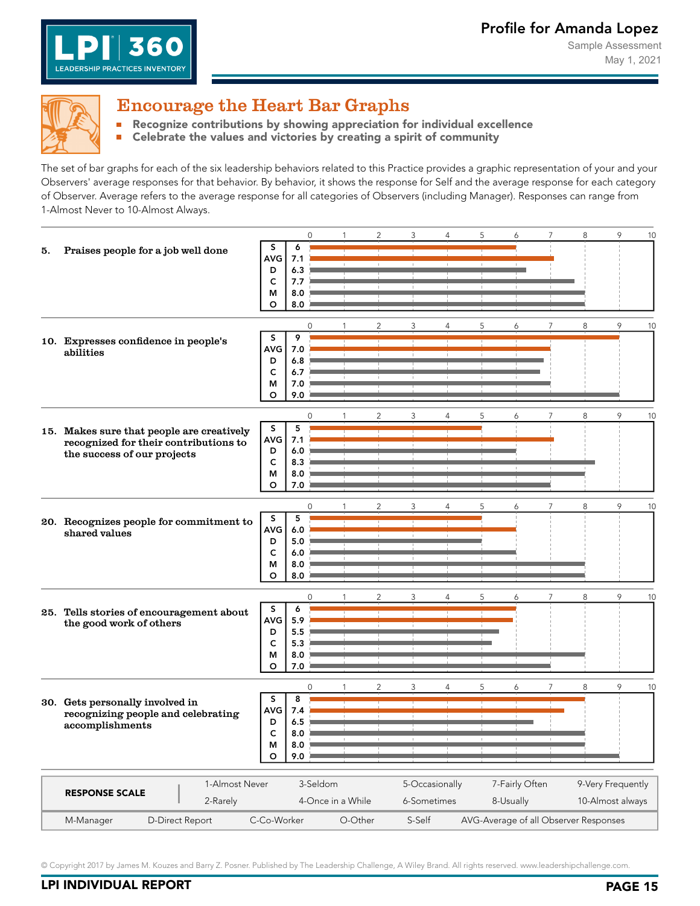# Encourage the Heart Bar Graphs

- Recognize contributions by showing appreciation for individual excellence
- Celebrate the values and victories by creating a spirit of community

The set of bar graphs for each of the six leadership behaviors related to this Practice provides a graphic representation of your and your Observers' average responses for that behavior. By behavior, it shows the response for Self and the average response for each category of Observer. Average refers to the average response for all categories of Observers (including Manager). Responses can range from 1-Almost Never to 10-Almost Always.

| Behavior | S | AVG | D | C | M | O |
|---|---|---|---|---|---|---|
| 5. Praises people for a job well done | 6 | 7.1 | 6.3 | 7.7 | 8.0 | 8.0 |
| 10. Expresses confidence in people's abilities | 9 | 7.0 | 6.8 | 6.7 | 7.0 | 9.0 |
| 15. Makes sure that people are creatively recognized for their contributions to the success of our projects | 5 | 7.1 | 6.0 | 8.3 | 8.0 | 7.0 |
| 20. Recognizes people for commitment to shared values | 5 | 6.0 | 5.0 | 6.0 | 8.0 | 8.0 |
| 25. Tells stories of encouragement about the good work of others | 6 | 5.9 | 5.5 | 5.3 | 8.0 | 7.0 |
| 30. Gets personally involved in recognizing people and celebrating accomplishments | 8 | 7.4 | 6.5 | 8.0 | 8.0 | 9.0 |

**RESPONSE SCALE**

1-Almost Never, 2-Rarely, 3-Seldom, 4-Once in a While, 5-Occasionally, 6-Sometimes, 7-Fairly Often, 8-Usually, 9-Very Frequently, 10-Almost always

M-Manager D-Direct Report C-Co-Worker O-Other S-Self AVG-Average of all Observer Responses

© Copyright 2017 by James M. Kouzes and Barry Z. Posner. Published by The Leadership Challenge, A Wiley Brand. All rights reserved. www.leadershipchallenge.com.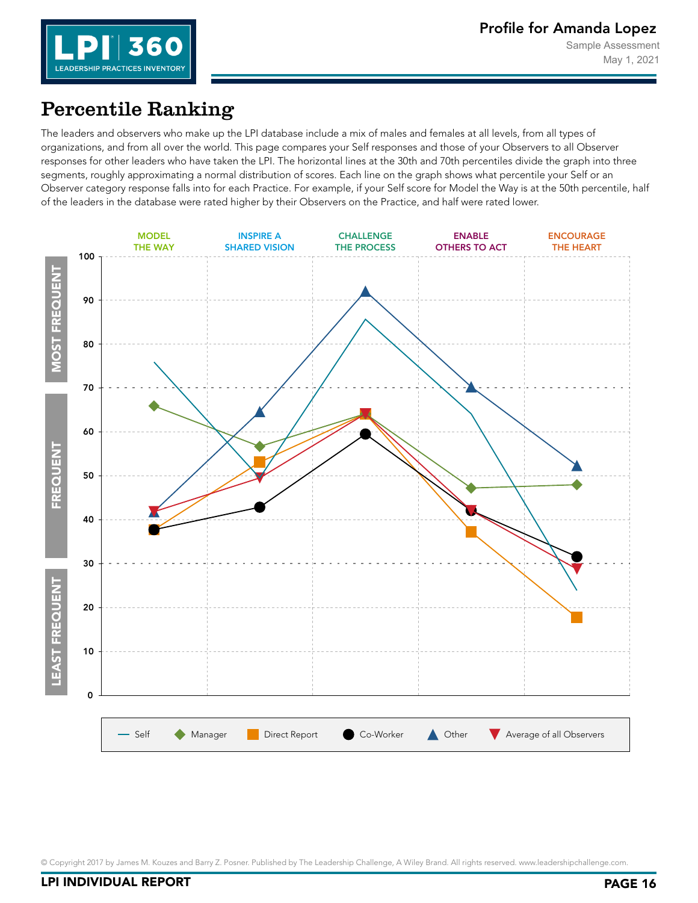Profile for Amanda Lopez

Sample Assessment

May 1, 2021

# Percentile Ranking

The leaders and observers who make up the LPI database include a mix of males and females at all levels, from all types of organizations, and from all over the world. This page compares your Self responses and those of your Observers to all Observer responses for other leaders who have taken the LPI. The horizontal lines at the 30th and 70th percentiles divide the graph into three segments, roughly approximating a normal distribution of scores. Each line on the graph shows what percentile your Self or an Observer category response falls into for each Practice. For example, if your Self score for Model the Way is at the 50th percentile, half of the leaders in the database were rated higher by their Observers on the Practice, and half were rated lower.

MODEL THE WAY

INSPIRE A SHARED VISION

CHALLENGE THE PROCESS

ENABLE OTHERS TO ACT

ENCOURAGE THE HEART

MOST FREQUENT

FREQUENT

LEAST FREQUENT

100
90
80
70
60
50
40
30
20
10
0

Self | Manager | Direct Report | Co-Worker | Other | Average of all Observers

© Copyright 2017 by James M. Kouzes and Barry Z. Posner. Published by The Leadership Challenge, A Wiley Brand. All rights reserved. www.leadershipchallenge.com.